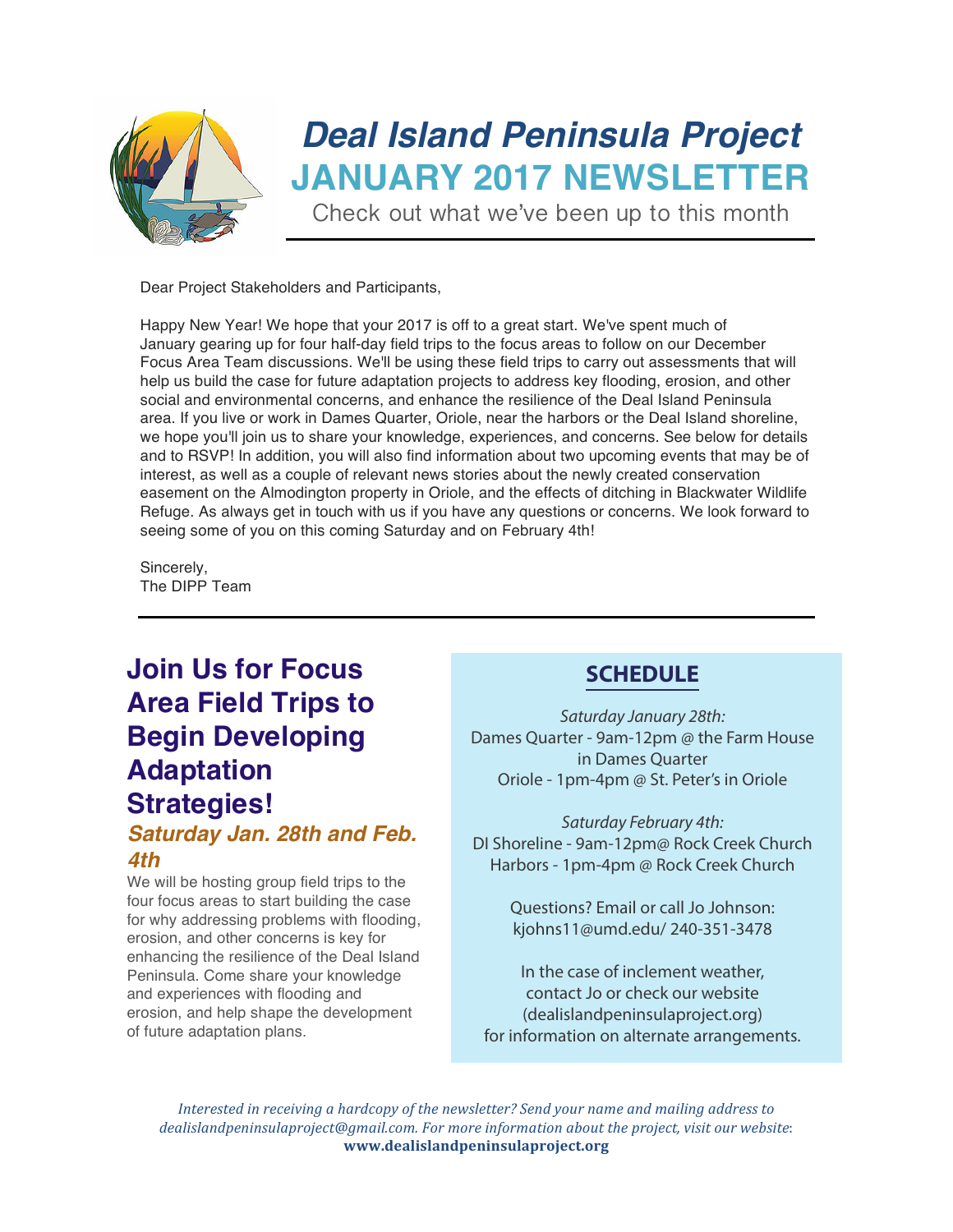# Deal Island Peninsula Project

## JANUARY 2017 NEWSLETTER

Check out what we've been up to this month

Dear Project Stakeholders and Participants,

Happy New Year! We hope that your 2017 is off to a great start. We've spent much of January gearing up for four half-day field trips to the focus areas to follow on our December Focus Area Team discussions. We'll be using these field trips to carry out assessments that will help us build the case for future adaptation projects to address key flooding, erosion, and other social and environmental concerns, and enhance the resilience of the Deal Island Peninsula area. If you live or work in Dames Quarter, Oriole, near the harbors or the Deal Island shoreline, we hope you'll join us to share your knowledge, experiences, and concerns. See below for details and to RSVP! In addition, you will also find information about two upcoming events that may be of interest, as well as a couple of relevant news stories about the newly created conservation easement on the Almodington property in Oriole, and the effects of ditching in Blackwater Wildlife Refuge. As always get in touch with us if you have any questions or concerns. We look forward to seeing some of you on this coming Saturday and on February 4th!

Sincerely,
The DIPP Team

## Join Us for Focus Area Field Trips to Begin Developing Adaptation Strategies!

### *Saturday Jan. 28th and Feb. 4th*

We will be hosting group field trips to the four focus areas to start building the case for why addressing problems with flooding, erosion, and other concerns is key for enhancing the resilience of the Deal Island Peninsula. Come share your knowledge and experiences with flooding and erosion, and help shape the development of future adaptation plans.

### SCHEDULE

*Saturday January 28th:*
Dames Quarter - 9am-12pm @ the Farm House in Dames Quarter
Oriole - 1pm-4pm @ St. Peter's in Oriole

*Saturday February 4th:*
DI Shoreline - 9am-12pm@ Rock Creek Church
Harbors - 1pm-4pm @ Rock Creek Church

Questions? Email or call Jo Johnson:
kjohns11@umd.edu/ 240-351-3478

In the case of inclement weather, contact Jo or check our website (dealislandpeninsulaproject.org) for information on alternate arrangements.

*Interested in receiving a hardcopy of the newsletter? Send your name and mailing address to dealislandpeninsulaproject@gmail.com. For more information about the project, visit our website*: **www.dealislandpeninsulaproject.org**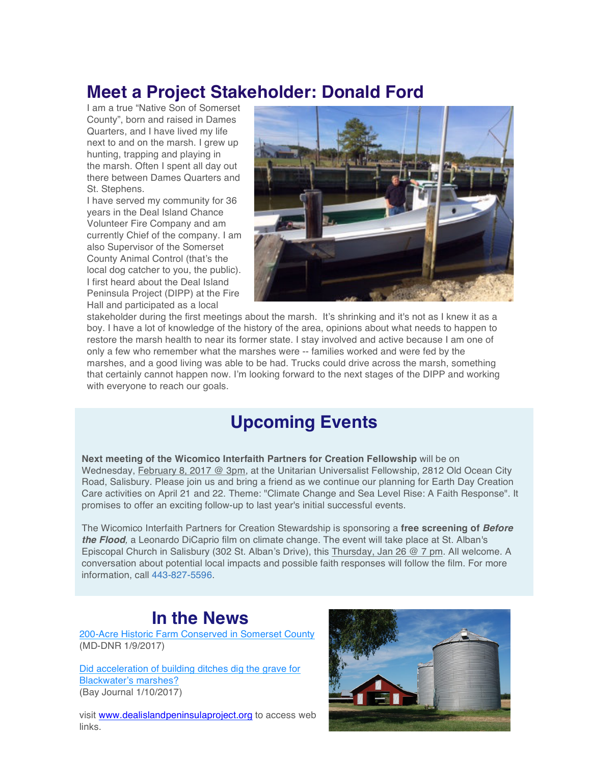## Meet a Project Stakeholder: Donald Ford

I am a true "Native Son of Somerset County", born and raised in Dames Quarters, and I have lived my life next to and on the marsh. I grew up hunting, trapping and playing in the marsh. Often I spent all day out there between Dames Quarters and St. Stephens.

I have served my community for 36 years in the Deal Island Chance Volunteer Fire Company and am currently Chief of the company. I am also Supervisor of the Somerset County Animal Control (that's the local dog catcher to you, the public). I first heard about the Deal Island Peninsula Project (DIPP) at the Fire Hall and participated as a local stakeholder during the first meetings about the marsh. It's shrinking and it's not as I knew it as a boy. I have a lot of knowledge of the history of the area, opinions about what needs to happen to restore the marsh health to near its former state. I stay involved and active because I am one of only a few who remember what the marshes were -- families worked and were fed by the marshes, and a good living was able to be had. Trucks could drive across the marsh, something that certainly cannot happen now. I'm looking forward to the next stages of the DIPP and working with everyone to reach our goals.

## Upcoming Events

**Next meeting of the Wicomico Interfaith Partners for Creation Fellowship** will be on Wednesday, February 8, 2017 @ 3pm, at the Unitarian Universalist Fellowship, 2812 Old Ocean City Road, Salisbury. Please join us and bring a friend as we continue our planning for Earth Day Creation Care activities on April 21 and 22. Theme: "Climate Change and Sea Level Rise: A Faith Response". It promises to offer an exciting follow-up to last year's initial successful events.

The Wicomico Interfaith Partners for Creation Stewardship is sponsoring a **free screening of *Before the Flood*,** a Leonardo DiCaprio film on climate change. The event will take place at St. Alban's Episcopal Church in Salisbury (302 St. Alban's Drive), this Thursday, Jan 26 @ 7 pm. All welcome. A conversation about potential local impacts and possible faith responses will follow the film. For more information, call 443-827-5596.

## In the News

200-Acre Historic Farm Conserved in Somerset County
(MD-DNR 1/9/2017)

Did acceleration of building ditches dig the grave for Blackwater's marshes?
(Bay Journal 1/10/2017)

visit www.dealislandpeninsulaproject.org to access web links.